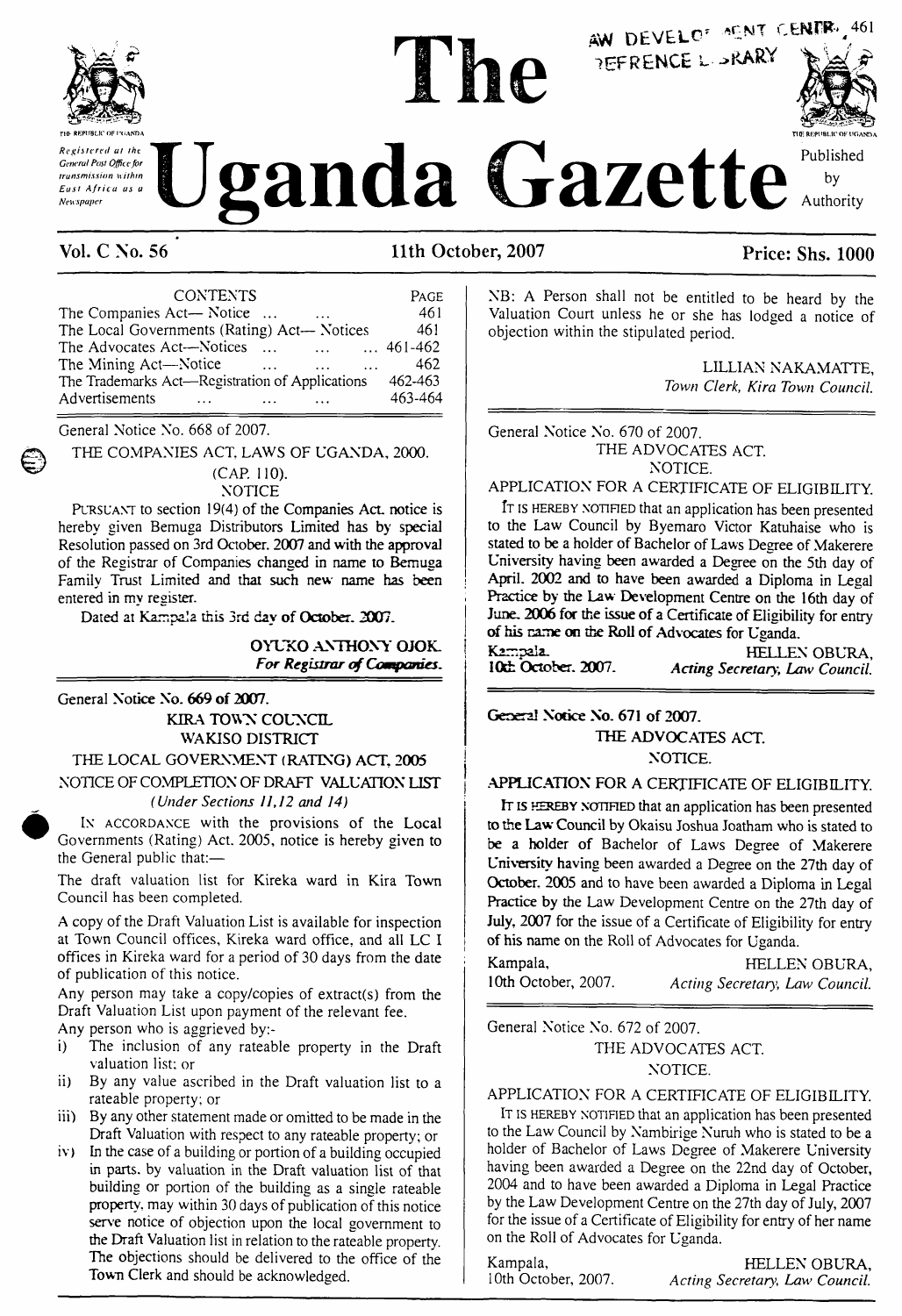# The Uganda Gazette

Registered at the General Post Office for transmission within East Africa as a Newspaper

Published by Authority

**Vol. C No. 56** — **11th October, 2007** — **Price: Shs. 1000**

| CONTENTS | PAGE |
|---|---|
| The Companies Act— Notice ... ... | 461 |
| The Local Governments (Rating) Act— Notices | 461 |
| The Advocates Act—Notices ... ... ... | 461-462 |
| The Mining Act—Notice ... ... ... | 462 |
| The Trademarks Act—Registration of Applications | 462-463 |
| Advertisements ... ... ... | 463-464 |

General Notice No. 668 of 2007.

THE COMPANIES ACT, LAWS OF UGANDA, 2000.

(CAP. 110).

NOTICE

PURSUANT to section 19(4) of the Companies Act, notice is hereby given Bemuga Distributors Limited has by special Resolution passed on 3rd October, 2007 and with the approval of the Registrar of Companies changed in name to Bemuga Family Trust Limited and that such new name has been entered in my register.

Dated at Kampala this 3rd day of October, 2007.

OYUKO ANTHONY OJOK,
*For Registrar of Companies.*

General Notice No. 669 of 2007.

KIRA TOWN COUNCIL

WAKISO DISTRICT

THE LOCAL GOVERNMENT (RATING) ACT, 2005

NOTICE OF COMPLETION OF DRAFT VALUATION LIST

*(Under Sections 11,12 and 14)*

IN ACCORDANCE with the provisions of the Local Governments (Rating) Act, 2005, notice is hereby given to the General public that:—

The draft valuation list for Kireka ward in Kira Town Council has been completed.

A copy of the Draft Valuation List is available for inspection at Town Council offices, Kireka ward office, and all LC I offices in Kireka ward for a period of 30 days from the date of publication of this notice.

Any person may take a copy/copies of extract(s) from the Draft Valuation List upon payment of the relevant fee.

Any person who is aggrieved by:-

i) The inclusion of any rateable property in the Draft valuation list; or
ii) By any value ascribed in the Draft valuation list to a rateable property; or
iii) By any other statement made or omitted to be made in the Draft Valuation with respect to any rateable property; or
iv) In the case of a building or portion of a building occupied in parts, by valuation in the Draft valuation list of that building or portion of the building as a single rateable property, may within 30 days of publication of this notice serve notice of objection upon the local government to the Draft Valuation list in relation to the rateable property. The objections should be delivered to the office of the Town Clerk and should be acknowledged.

NB: A Person shall not be entitled to be heard by the Valuation Court unless he or she has lodged a notice of objection within the stipulated period.

LILLIAN NAKAMATTE,
*Town Clerk, Kira Town Council.*

General Notice No. 670 of 2007.

THE ADVOCATES ACT.

NOTICE.

APPLICATION FOR A CERTIFICATE OF ELIGIBILITY.

IT IS HEREBY NOTIFIED that an application has been presented to the Law Council by Byemaro Victor Katuhaise who is stated to be a holder of Bachelor of Laws Degree of Makerere University having been awarded a Degree on the 5th day of April, 2002 and to have been awarded a Diploma in Legal Practice by the Law Development Centre on the 16th day of June, 2006 for the issue of a Certificate of Eligibility for entry of his name on the Roll of Advocates for Uganda.

Kampala,
10th October, 2007.

HELLEN OBURA,
*Acting Secretary, Law Council.*

General Notice No. 671 of 2007.

THE ADVOCATES ACT.

NOTICE.

APPLICATION FOR A CERTIFICATE OF ELIGIBILITY.

IT IS HEREBY NOTIFIED that an application has been presented to the Law Council by Okaisu Joshua Joatham who is stated to be a holder of Bachelor of Laws Degree of Makerere University having been awarded a Degree on the 27th day of October, 2005 and to have been awarded a Diploma in Legal Practice by the Law Development Centre on the 27th day of July, 2007 for the issue of a Certificate of Eligibility for entry of his name on the Roll of Advocates for Uganda.

Kampala,
10th October, 2007.

HELLEN OBURA,
*Acting Secretary, Law Council.*

General Notice No. 672 of 2007.

THE ADVOCATES ACT.

NOTICE.

APPLICATION FOR A CERTIFICATE OF ELIGIBILITY.

IT IS HEREBY NOTIFIED that an application has been presented to the Law Council by Nambirige Nuruh who is stated to be a holder of Bachelor of Laws Degree of Makerere University having been awarded a Degree on the 22nd day of October, 2004 and to have been awarded a Diploma in Legal Practice by the Law Development Centre on the 27th day of July, 2007 for the issue of a Certificate of Eligibility for entry of her name on the Roll of Advocates for Uganda.

Kampala,
10th October, 2007.

HELLEN OBURA,
*Acting Secretary, Law Council.*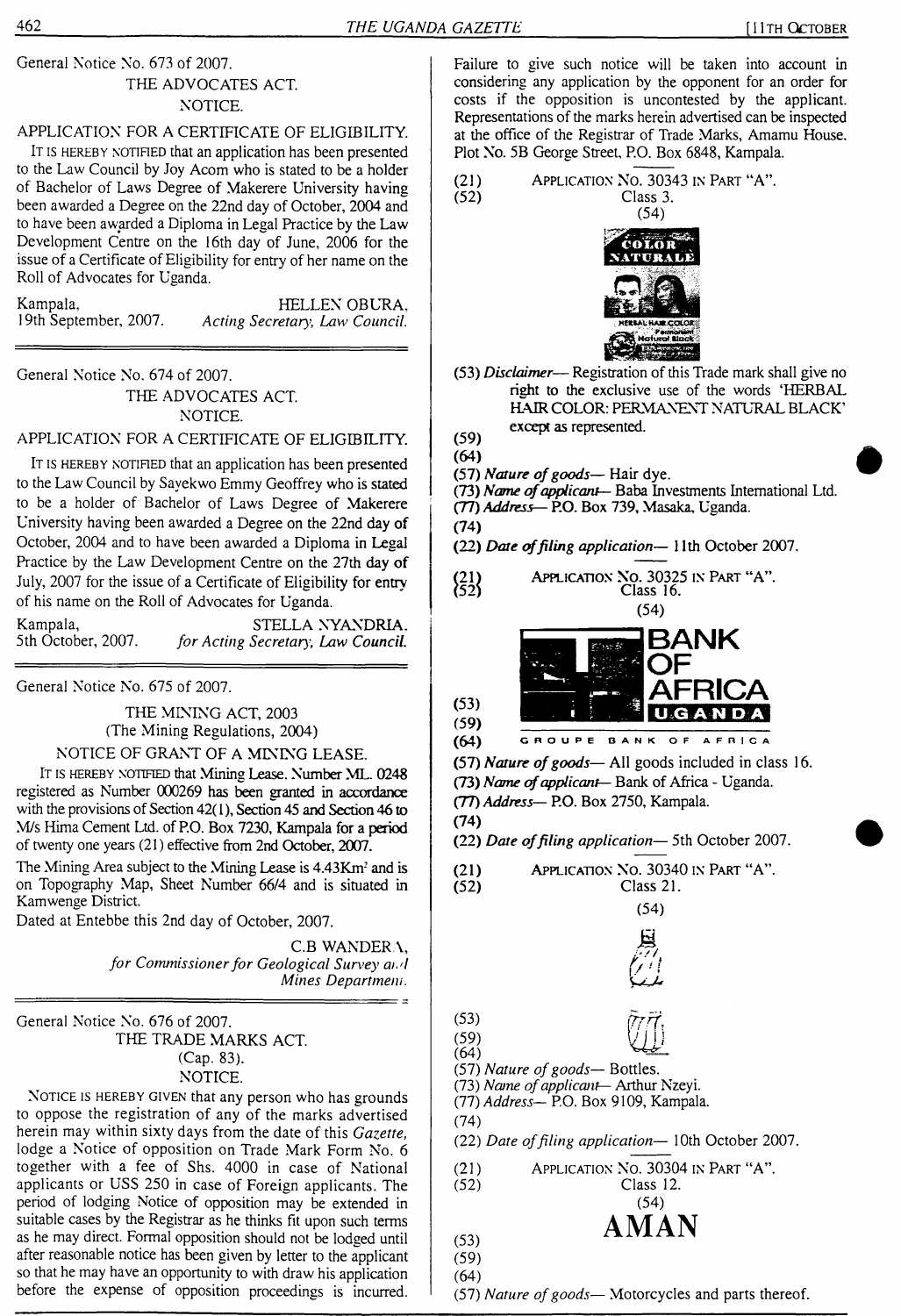General Notice No. 673 of 2007.

THE ADVOCATES ACT.

NOTICE.

APPLICATION FOR A CERTIFICATE OF ELIGIBILITY.

IT IS HEREBY NOTIFIED that an application has been presented to the Law Council by Joy Acom who is stated to be a holder of Bachelor of Laws Degree of Makerere University having been awarded a Degree on the 22nd day of October, 2004 and to have been awarded a Diploma in Legal Practice by the Law Development Centre on the 16th day of June, 2006 for the issue of a Certificate of Eligibility for entry of her name on the Roll of Advocates for Uganda.

Kampala,
19th September, 2007.

HELLEN OBURA,
*Acting Secretary, Law Council.*

---

General Notice No. 674 of 2007.

THE ADVOCATES ACT.

NOTICE.

APPLICATION FOR A CERTIFICATE OF ELIGIBILITY.

IT IS HEREBY NOTIFIED that an application has been presented to the Law Council by Sayekwo Emmy Geoffrey who is stated to be a holder of Bachelor of Laws Degree of Makerere University having been awarded a Degree on the 22nd day of October, 2004 and to have been awarded a Diploma in Legal Practice by the Law Development Centre on the 27th day of July, 2007 for the issue of a Certificate of Eligibility for entry of his name on the Roll of Advocates for Uganda.

Kampala,
5th October, 2007.

STELLA NYANDRIA,
*for Acting Secretary, Law Council.*

---

General Notice No. 675 of 2007.

THE MINING ACT, 2003
(The Mining Regulations, 2004)

NOTICE OF GRANT OF A MINING LEASE.

IT IS HEREBY NOTIFIED that Mining Lease. Number ML. 0248 registered as Number 000269 has been granted in accordance with the provisions of Section 42(1), Section 45 and Section 46 to M/s Hima Cement Ltd. of P.O. Box 7230, Kampala for a period of twenty one years (21) effective from 2nd October, 2007.

The Mining Area subject to the Mining Lease is 4.43Km² and is on Topography Map, Sheet Number 66/4 and is situated in Kamwenge District.

Dated at Entebbe this 2nd day of October, 2007.

C.B WANDERA,
*for Commissioner for Geological Survey and Mines Department.*

---

General Notice No. 676 of 2007.

THE TRADE MARKS ACT.
(Cap. 83).

NOTICE.

NOTICE IS HEREBY GIVEN that any person who has grounds to oppose the registration of any of the marks advertised herein may within sixty days from the date of this *Gazette,* lodge a Notice of opposition on Trade Mark Form No. 6 together with a fee of Shs. 4000 in case of National applicants or US$ 250 in case of Foreign applicants. The period of lodging Notice of opposition may be extended in suitable cases by the Registrar as he thinks fit upon such terms as he may direct. Formal opposition should not be lodged until after reasonable notice has been given by letter to the applicant so that he may have an opportunity to with draw his application before the expense of opposition proceedings is incurred. Failure to give such notice will be taken into account in considering any application by the opponent for an order for costs if the opposition is uncontested by the applicant. Representations of the marks herein advertised can be inspected at the office of the Registrar of Trade Marks, Amamu House, Plot No. 5B George Street, P.O. Box 6848, Kampala.

---

(21) APPLICATION NO. 30343 IN PART "A".
(52) Class 3.
(54)

COLOR NATURALE

HERBAL HAIR COLOR: Permanent Natural Black

(53) *Disclaimer*— Registration of this Trade mark shall give no right to the exclusive use of the words 'HERBAL HAIR COLOR: PERMANENT NATURAL BLACK' except as represented.
(59)
(64)
(57) *Nature of goods*— Hair dye.
(73) *Name of applicant*— Baba Investments International Ltd.
(77) *Address*— P.O. Box 739, Masaka, Uganda.
(74)
(22) *Date of filing application*— 11th October 2007.

---

(21) APPLICATION NO. 30325 IN PART "A".
(52) Class 16.
(54)

BANK OF AFRICA UGANDA
GROUPE BANK OF AFRICA

(53)
(59)
(64)
(57) *Nature of goods*— All goods included in class 16.
(73) *Name of applicant*— Bank of Africa - Uganda.
(77) *Address*— P.O. Box 2750, Kampala.
(74)
(22) *Date of filing application*— 5th October 2007.

---

(21) APPLICATION NO. 30340 IN PART "A".
(52) Class 21.
(54)

(53)
(59)
(64)
(57) *Nature of goods*— Bottles.
(73) *Name of applicant*— Arthur Nzeyi.
(77) *Address*— P.O. Box 9109, Kampala.
(74)
(22) *Date of filing application*— 10th October 2007.

---

(21) APPLICATION NO. 30304 IN PART "A".
(52) Class 12.
(54)

AMAN

(53)
(59)
(64)
(57) *Nature of goods*— Motorcycles and parts thereof.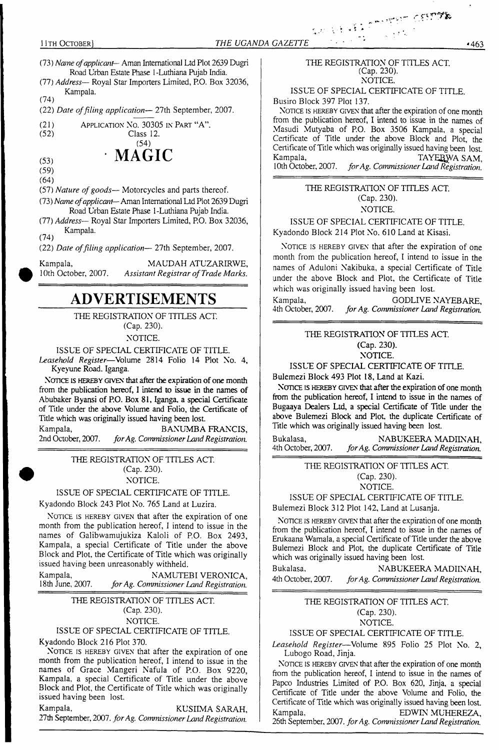(73) *Name of applicant*— Aman International Ltd Plot 2639 Dugri Road Urban Estate Phase 1-Luthiana Pujab India.

(77) *Address*— Royal Star Importers Limited, P.O. Box 32036, Kampala.

(74)

(22) *Date of filing application*— 27th September, 2007.

(21) APPLICATION NO. 30305 IN PART "A".

(52) Class 12.

(54)

(53) **MAGIC**

(59)

(64)

(57) *Nature of goods*— Motorcycles and parts thereof.

(73) *Name of applicant*— Aman International Ltd Plot 2639 Dugri Road Urban Estate Phase 1-Luthiana Pujab India.

(77) *Address*— Royal Star Importers Limited, P.O. Box 32036, Kampala.

(74)

(22) *Date of filing application*— 27th September, 2007.

Kampala, MAUDAH ATUZARIRWE,
10th October, 2007. *Assistant Registrar of Trade Marks.*

# ADVERTISEMENTS

THE REGISTRATION OF TITLES ACT.
(Cap. 230).
NOTICE.

ISSUE OF SPECIAL CERTIFICATE OF TITLE.

*Leasehold Register*—Volume 2814 Folio 14 Plot No. 4, Kyeyune Road. Iganga.

NOTICE IS HEREBY GIVEN that after the expiration of one month from the publication hereof, I intend to issue in the names of Abubaker Byansi of P.O. Box 81, Iganga, a special Certificate of Title under the above Volume and Folio, the Certificate of Title which was originally issued having been lost.

Kampala, BANUMBA FRANCIS,
2nd October, 2007. *for Ag. Commissioner Land Registration.*

THE REGISTRATION OF TITLES ACT.
(Cap. 230).
NOTICE.

ISSUE OF SPECIAL CERTIFICATE OF TITLE.

Kyadondo Block 243 Plot No. 765 Land at Luzira.

NOTICE IS HEREBY GIVEN that after the expiration of one month from the publication hereof, I intend to issue in the names of Galibwamujukiza Kaloli of P.O. Box 2493, Kampala, a special Certificate of Title under the above Block and Plot, the Certificate of Title which was originally issued having been unreasonably withheld.

Kampala, NAMUTEBI VERONICA,
18th June, 2007. *for Ag. Commissioner Land Registration.*

THE REGISTRATION OF TITLES ACT.
(Cap. 230).
NOTICE.

ISSUE OF SPECIAL CERTIFICATE OF TITLE.

Kyadondo Block 216 Plot 370.

NOTICE IS HEREBY GIVEN that after the expiration of one month from the publication hereof, I intend to issue in the names of Grace Mangeri Nafula of P.O. Box 9220, Kampala, a special Certificate of Title under the above Block and Plot, the Certificate of Title which was originally issued having been lost.

Kampala, KUSIIMA SARAH,
27th September, 2007. *for Ag. Commissioner Land Registration.*

THE REGISTRATION OF TITLES ACT.
(Cap. 230).
NOTICE.

ISSUE OF SPECIAL CERTIFICATE OF TITLE.

Busiro Block 397 Plot 137.

NOTICE IS HEREBY GIVEN that after the expiration of one month from the publication hereof, I intend to issue in the names of Masudi Mutyaba of P.O. Box 3506 Kampala, a special Certificate of Title under the above Block and Plot, the Certificate of Title which was originally issued having been lost.

Kampala, TAYEBWA SAM,
10th October, 2007. *for Ag. Commissioner Land Registration.*

THE REGISTRATION OF TITLES ACT.
(Cap. 230).
NOTICE.

ISSUE OF SPECIAL CERTIFICATE OF TITLE.

Kyadondo Block 214 Plot No. 610 Land at Kisasi.

NOTICE IS HEREBY GIVEN that after the expiration of one month from the publication hereof, I intend to issue in the names of Aduloni Nakibuka, a special Certificate of Title under the above Block and Plot, the Certificate of Title which was originally issued having been lost.

Kampala, GODLIVE NAYEBARE,
4th October, 2007. *for Ag. Commissioner Land Registration.*

THE REGISTRATION OF TITLES ACT.
(Cap. 230).
NOTICE.

ISSUE OF SPECIAL CERTIFICATE OF TITLE.

Bulemezi Block 493 Plot 18, Land at Kazi.

NOTICE IS HEREBY GIVEN that after the expiration of one month from the publication hereof, I intend to issue in the names of Bugaaya Dealers Ltd, a special Certificate of Title under the above Bulemezi Block and Plot, the duplicate Certificate of Title which was originally issued having been lost.

Bukalasa, NABUKEERA MADIINAH,
4th October, 2007. *for Ag. Commissioner Land Registration.*

THE REGISTRATION OF TITLES ACT.
(Cap. 230).
NOTICE.

ISSUE OF SPECIAL CERTIFICATE OF TITLE.

Bulemezi Block 312 Plot 142, Land at Lusanja.

NOTICE IS HEREBY GIVEN that after the expiration of one month from the publication hereof, I intend to issue in the names of Erukaana Wamala, a special Certificate of Title under the above Bulemezi Block and Plot, the duplicate Certificate of Title which was originally issued having been lost.

Bukalasa, NABUKEERA MADIINAH,
4th October, 2007. *for Ag. Commissioner Land Registration.*

THE REGISTRATION OF TITLES ACT.
(Cap. 230).
NOTICE.

ISSUE OF SPECIAL CERTIFICATE OF TITLE.

*Leasehold Register*—Volume 895 Folio 25 Plot No. 2, Lubogo Road, Jinja.

NOTICE IS HEREBY GIVEN that after the expiration of one month from the publication hereof, I intend to issue in the names of Papco Industries Limited of P.O. Box 620, Jinja, a special Certificate of Title under the above Volume and Folio, the Certificate of Title which was originally issued having been lost.

Kampala, EDWIN MUHEREZA,
26th September, 2007. *for Ag. Commissioner Land Registration.*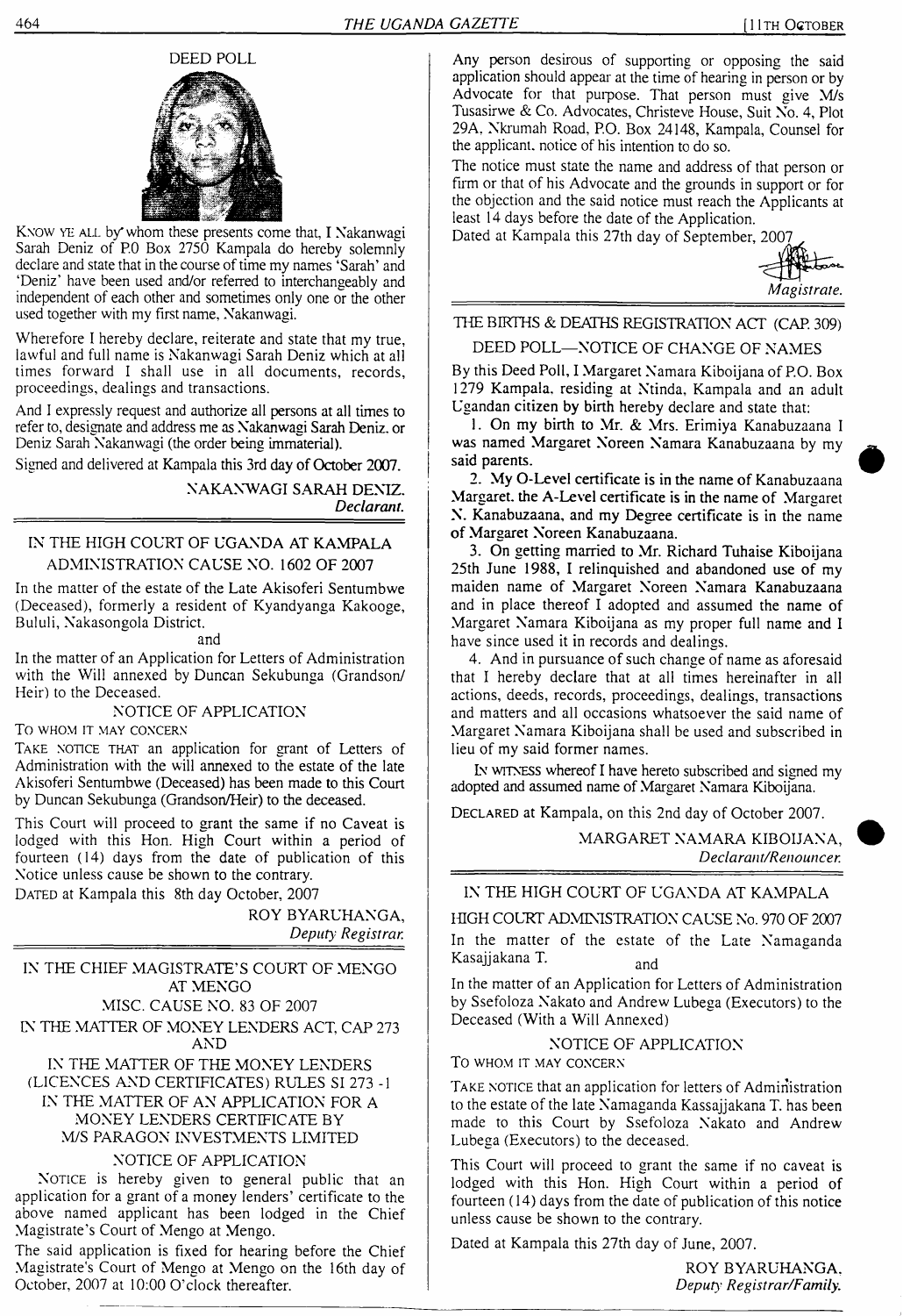DEED POLL

KNOW YE ALL by whom these presents come that, I Nakanwagi Sarah Deniz of P.0 Box 2750 Kampala do hereby solemnly declare and state that in the course of time my names 'Sarah' and 'Deniz' have been used and/or referred to interchangeably and independent of each other and sometimes only one or the other used together with my first name, Nakanwagi.

Wherefore I hereby declare, reiterate and state that my true, lawful and full name is Nakanwagi Sarah Deniz which at all times forward I shall use in all documents, records, proceedings, dealings and transactions.

And I expressly request and authorize all persons at all times to refer to, designate and address me as Nakanwagi Sarah Deniz. or Deniz Sarah Nakanwagi (the order being immaterial).

Signed and delivered at Kampala this 3rd day of October 2007.

NAKANWAGI SARAH DENIZ.
*Declarant.*

---

IN THE HIGH COURT OF UGANDA AT KAMPALA
ADMINISTRATION CAUSE NO. 1602 OF 2007

In the matter of the estate of the Late Akisoferi Sentumbwe (Deceased), formerly a resident of Kyandyanga Kakooge, Bululi, Nakasongola District.

and

In the matter of an Application for Letters of Administration with the Will annexed by Duncan Sekubunga (Grandson/ Heir) to the Deceased.

NOTICE OF APPLICATION

TO WHOM IT MAY CONCERN

TAKE NOTICE THAT an application for grant of Letters of Administration with the will annexed to the estate of the late Akisoferi Sentumbwe (Deceased) has been made to this Court by Duncan Sekubunga (Grandson/Heir) to the deceased.

This Court will proceed to grant the same if no Caveat is lodged with this Hon. High Court within a period of fourteen (14) days from the date of publication of this Notice unless cause be shown to the contrary.

DATED at Kampala this 8th day October, 2007

ROY BYARUHANGA,
*Deputy Registrar.*

---

IN THE CHIEF MAGISTRATE'S COURT OF MENGO AT MENGO
MISC. CAUSE NO. 83 OF 2007
IN THE MATTER OF MONEY LENDERS ACT, CAP 273
AND
IN THE MATTER OF THE MONEY LENDERS (LICENCES AND CERTIFICATES) RULES SI 273 -1
IN THE MATTER OF AN APPLICATION FOR A MONEY LENDERS CERTIFICATE BY M/S PARAGON INVESTMENTS LIMITED

NOTICE OF APPLICATION

NOTICE is hereby given to general public that an application for a grant of a money lenders' certificate to the above named applicant has been lodged in the Chief Magistrate's Court of Mengo at Mengo.

The said application is fixed for hearing before the Chief Magistrate's Court of Mengo at Mengo on the 16th day of October, 2007 at 10:00 O'clock thereafter.

Any person desirous of supporting or opposing the said application should appear at the time of hearing in person or by Advocate for that purpose. That person must give M/s Tusasirwe & Co. Advocates, Christeve House, Suit No. 4, Plot 29A, Nkrumah Road, P.O. Box 24148, Kampala, Counsel for the applicant, notice of his intention to do so.

The notice must state the name and address of that person or firm or that of his Advocate and the grounds in support or for the objection and the said notice must reach the Applicants at least 14 days before the date of the Application.

Dated at Kampala this 27th day of September, 2007

*Magistrate.*

---

THE BIRTHS & DEATHS REGISTRATION ACT (CAP. 309)

DEED POLL—NOTICE OF CHANGE OF NAMES

By this Deed Poll, I Margaret Namara Kiboijana of P.O. Box 1279 Kampala, residing at Ntinda, Kampala and an adult Ugandan citizen by birth hereby declare and state that:

1. On my birth to Mr. & Mrs. Erimiya Kanabuzaana I was named Margaret Noreen Namara Kanabuzaana by my said parents.

2. My O-Level certificate is in the name of Kanabuzaana Margaret, the A-Level certificate is in the name of Margaret N. Kanabuzaana, and my Degree certificate is in the name of Margaret Noreen Kanabuzaana.

3. On getting married to Mr. Richard Tuhaise Kiboijana 25th June 1988, I relinquished and abandoned use of my maiden name of Margaret Noreen Namara Kanabuzaana and in place thereof I adopted and assumed the name of Margaret Namara Kiboijana as my proper full name and I have since used it in records and dealings.

4. And in pursuance of such change of name as aforesaid that I hereby declare that at all times hereinafter in all actions, deeds, records, proceedings, dealings, transactions and matters and all occasions whatsoever the said name of Margaret Namara Kiboijana shall be used and subscribed in lieu of my said former names.

IN WITNESS whereof I have hereto subscribed and signed my adopted and assumed name of Margaret Namara Kiboijana.

DECLARED at Kampala, on this 2nd day of October 2007.

MARGARET NAMARA KIBOIJANA,
*Declarant/Renouncer.*

---

IN THE HIGH COURT OF UGANDA AT KAMPALA

HIGH COURT ADMINISTRATION CAUSE No. 970 OF 2007

In the matter of the estate of the Late Namaganda Kasajjakana T.

and

In the matter of an Application for Letters of Administration by Ssefoloza Nakato and Andrew Lubega (Executors) to the Deceased (With a Will Annexed)

NOTICE OF APPLICATION

TO WHOM IT MAY CONCERN

TAKE NOTICE that an application for letters of Administration to the estate of the late Namaganda Kassajjakana T. has been made to this Court by Ssefoloza Nakato and Andrew Lubega (Executors) to the deceased.

This Court will proceed to grant the same if no caveat is lodged with this Hon. High Court within a period of fourteen (14) days from the date of publication of this notice unless cause be shown to the contrary.

Dated at Kampala this 27th day of June, 2007.

ROY BYARUHANGA,
*Deputy Registrar/Family.*